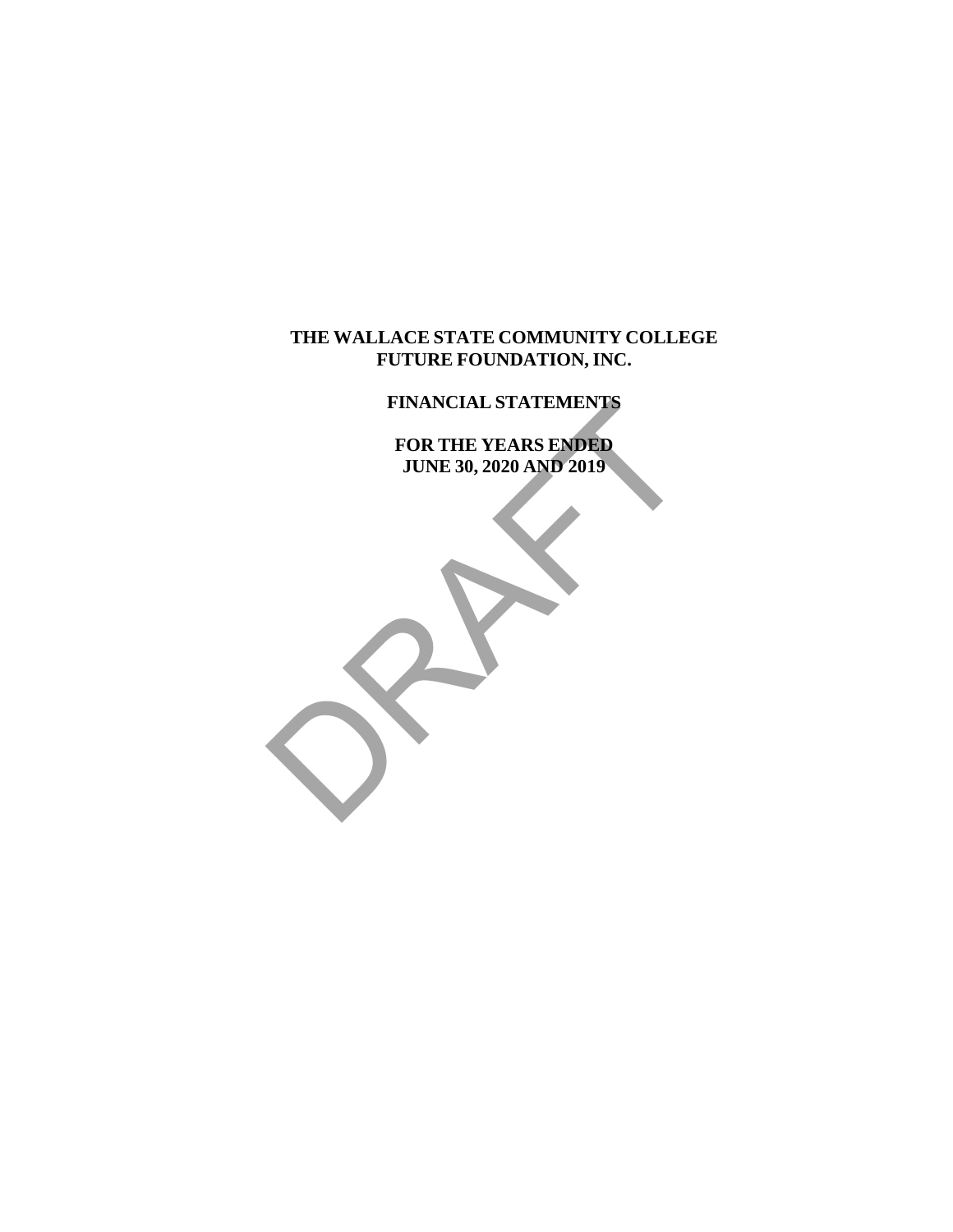# THE WALLACE STATE COMMUNITY COLLEGE FUTURE FOUNDATION, INC.

## FINANCIAL STATEMENTS

### FOR THE YEARS ENDED JUNE 30, 2020 AND 2019

DRAFT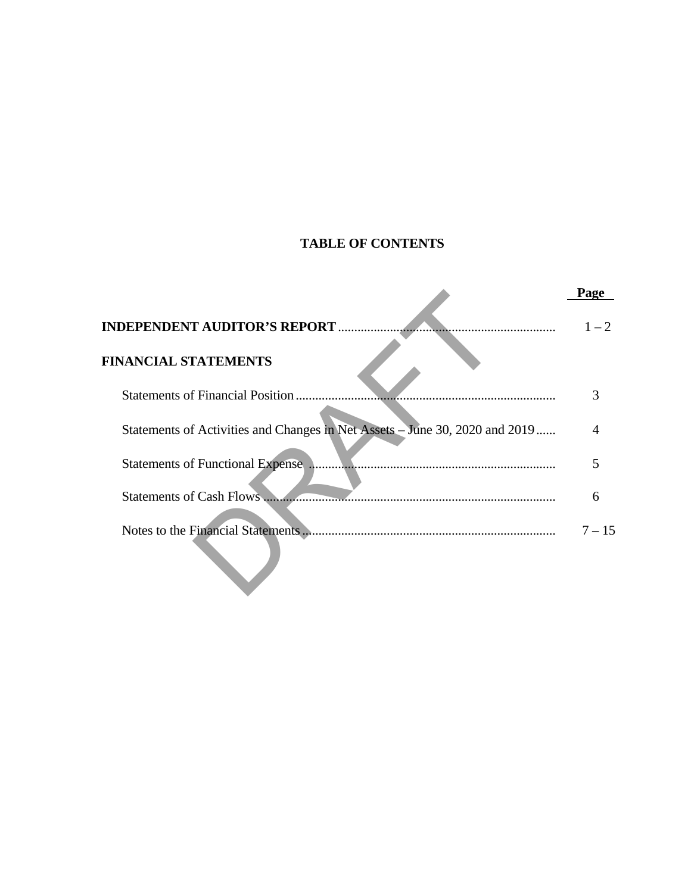# TABLE OF CONTENTS

| | Page |
|---|---|
| **INDEPENDENT AUDITOR'S REPORT** | 1 – 2 |
| **FINANCIAL STATEMENTS** | |
| Statements of Financial Position | 3 |
| Statements of Activities and Changes in Net Assets – June 30, 2020 and 2019 | 4 |
| Statements of Functional Expense | 5 |
| Statements of Cash Flows | 6 |
| Notes to the Financial Statements | 7 – 15 |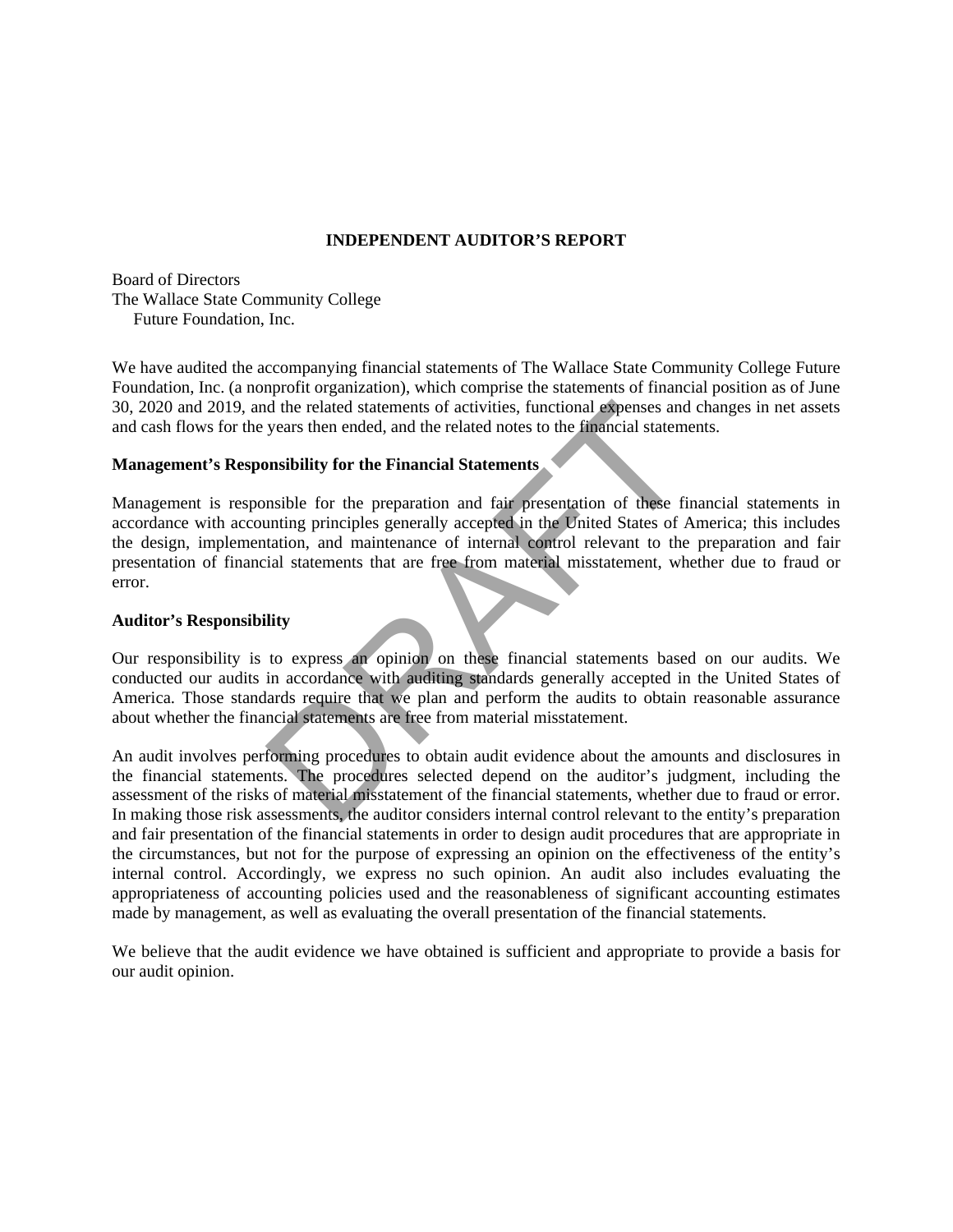# INDEPENDENT AUDITOR'S REPORT

Board of Directors
The Wallace State Community College
Future Foundation, Inc.

We have audited the accompanying financial statements of The Wallace State Community College Future Foundation, Inc. (a nonprofit organization), which comprise the statements of financial position as of June 30, 2020 and 2019, and the related statements of activities, functional expenses and changes in net assets and cash flows for the years then ended, and the related notes to the financial statements.

**Management's Responsibility for the Financial Statements**

Management is responsible for the preparation and fair presentation of these financial statements in accordance with accounting principles generally accepted in the United States of America; this includes the design, implementation, and maintenance of internal control relevant to the preparation and fair presentation of financial statements that are free from material misstatement, whether due to fraud or error.

**Auditor's Responsibility**

Our responsibility is to express an opinion on these financial statements based on our audits. We conducted our audits in accordance with auditing standards generally accepted in the United States of America. Those standards require that we plan and perform the audits to obtain reasonable assurance about whether the financial statements are free from material misstatement.

An audit involves performing procedures to obtain audit evidence about the amounts and disclosures in the financial statements. The procedures selected depend on the auditor's judgment, including the assessment of the risks of material misstatement of the financial statements, whether due to fraud or error. In making those risk assessments, the auditor considers internal control relevant to the entity's preparation and fair presentation of the financial statements in order to design audit procedures that are appropriate in the circumstances, but not for the purpose of expressing an opinion on the effectiveness of the entity's internal control. Accordingly, we express no such opinion. An audit also includes evaluating the appropriateness of accounting policies used and the reasonableness of significant accounting estimates made by management, as well as evaluating the overall presentation of the financial statements.

We believe that the audit evidence we have obtained is sufficient and appropriate to provide a basis for our audit opinion.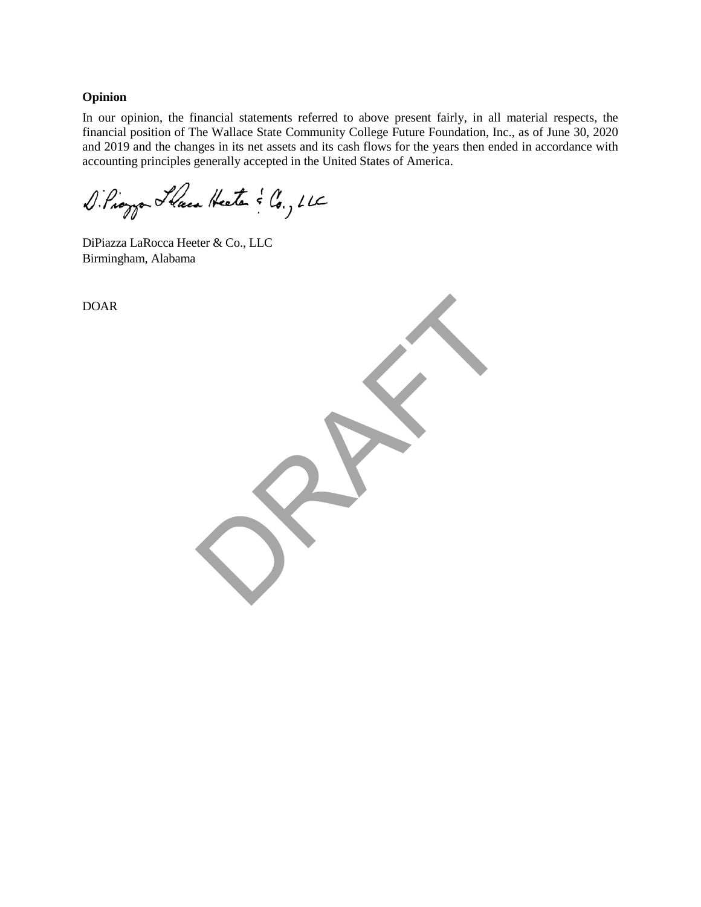**Opinion**

In our opinion, the financial statements referred to above present fairly, in all material respects, the financial position of The Wallace State Community College Future Foundation, Inc., as of June 30, 2020 and 2019 and the changes in its net assets and its cash flows for the years then ended in accordance with accounting principles generally accepted in the United States of America.

DiPiazza LaRocca Heeter & Co., LLC

DiPiazza LaRocca Heeter & Co., LLC
Birmingham, Alabama

DOAR

DRAFT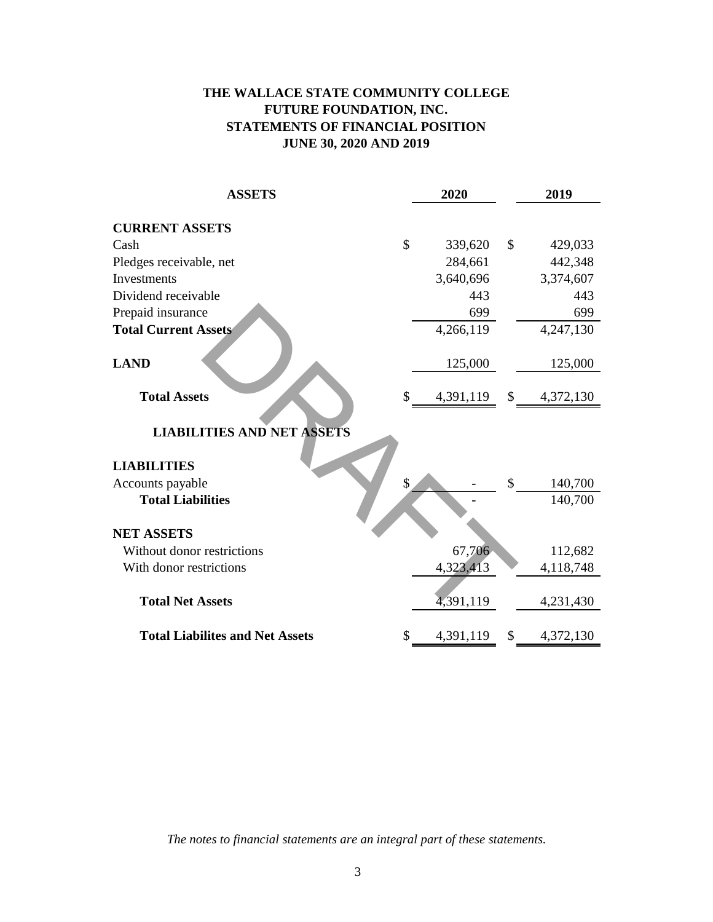# THE WALLACE STATE COMMUNITY COLLEGE
# FUTURE FOUNDATION, INC.
## STATEMENTS OF FINANCIAL POSITION
## JUNE 30, 2020 AND 2019

| **ASSETS** | **2020** | **2019** |
|---|---|---|
| **CURRENT ASSETS** | | |
| Cash | $ 339,620 | $ 429,033 |
| Pledges receivable, net | 284,661 | 442,348 |
| Investments | 3,640,696 | 3,374,607 |
| Dividend receivable | 443 | 443 |
| Prepaid insurance | 699 | 699 |
| **Total Current Assets** | 4,266,119 | 4,247,130 |
| **LAND** | 125,000 | 125,000 |
| **Total Assets** | $ 4,391,119 | $ 4,372,130 |
| **LIABILITIES AND NET ASSETS** | | |
| **LIABILITIES** | | |
| Accounts payable | $ - | $ 140,700 |
| **Total Liabilities** | - | 140,700 |
| **NET ASSETS** | | |
| Without donor restrictions | 67,706 | 112,682 |
| With donor restrictions | 4,323,413 | 4,118,748 |
| **Total Net Assets** | 4,391,119 | 4,231,430 |
| **Total Liabilites and Net Assets** | $ 4,391,119 | $ 4,372,130 |

DRAFT

*The notes to financial statements are an integral part of these statements.*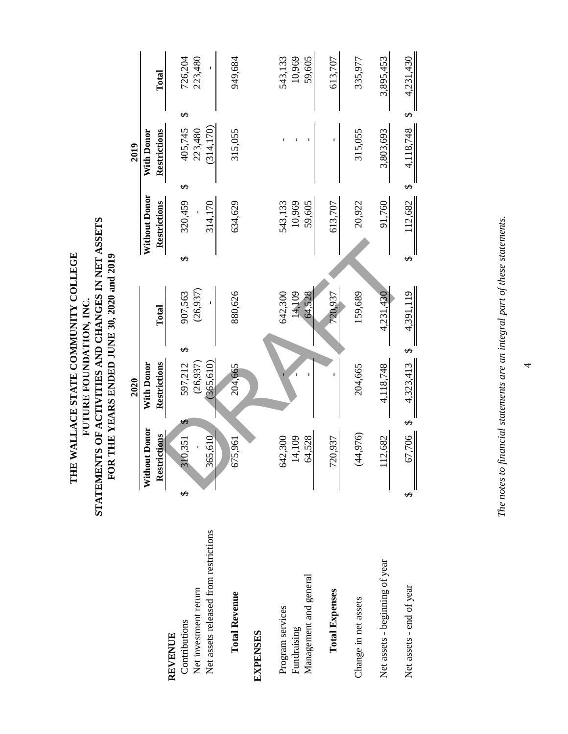# THE WALLACE STATE COMMUNITY COLLEGE FUTURE FOUNDATION, INC.

## STATEMENTS OF ACTIVITIES AND CHANGES IN NET ASSETS

### FOR THE YEARS ENDED JUNE 30, 2020 and 2019

| | 2020 | | | 2019 | | |
|---|---|---|---|---|---|---|
| | Without Donor Restrictions | With Donor Restrictions | Total | Without Donor Restrictions | With Donor Restrictions | Total |
| **REVENUE** | | | | | | |
| Contributions | $ 310,351 | $ 597,212 | $ 907,563 | $ 320,459 | $ 405,745 | $ 726,204 |
| Net investment return | - | (26,937) | (26,937) | - | 223,480 | 223,480 |
| Net assets released from restrictions | 365,610 | (365,610) | - | 314,170 | (314,170) | - |
| **Total Revenue** | 675,961 | 204,665 | 880,626 | 634,629 | 315,055 | 949,684 |
| **EXPENSES** | | | | | | |
| Program services | 642,300 | - | 642,300 | 543,133 | - | 543,133 |
| Fundraising | 14,109 | - | 14,109 | 10,969 | - | 10,969 |
| Management and general | 64,528 | - | 64,528 | 59,605 | - | 59,605 |
| **Total Expenses** | 720,937 | - | 720,937 | 613,707 | - | 613,707 |
| Change in net assets | (44,976) | 204,665 | 159,689 | 20,922 | 315,055 | 335,977 |
| Net assets - beginning of year | 112,682 | 4,118,748 | 4,231,430 | 91,760 | 3,803,693 | 3,895,453 |
| Net assets - end of year | $ 67,706 | $ 4,323,413 | $ 4,391,119 | $ 112,682 | $ 4,118,748 | $ 4,231,430 |

*The notes to financial statements are an integral part of these statements.*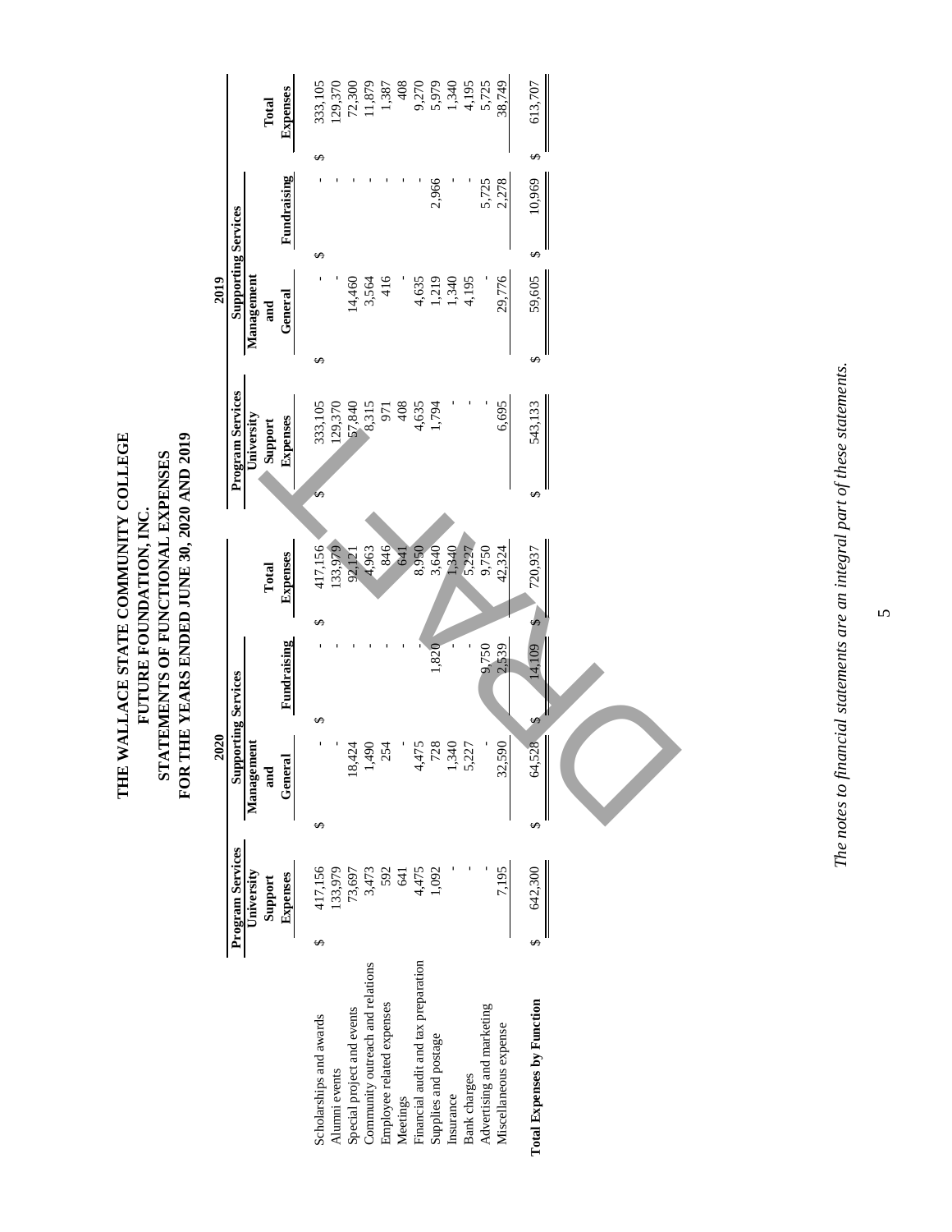# THE WALLACE STATE COMMUNITY COLLEGE FUTURE FOUNDATION, INC.

## STATEMENTS OF FUNCTIONAL EXPENSES

### FOR THE YEARS ENDED JUNE 30, 2020 AND 2019

| | 2020 | | | | 2019 | | | |
|---|---|---|---|---|---|---|---|---|
| | Program Services | Supporting Services | | | Program Services | Supporting Services | | |
| | University Support Expenses | Management and General | Fundraising | Total Expenses | University Support Expenses | Management and General | Fundraising | Total Expenses |
| Scholarships and awards | $ 417,156 | $ - | $ - | $ 417,156 | $ 333,105 | $ - | $ - | $ 333,105 |
| Alumni events | 133,979 | - | - | 133,979 | 129,370 | - | - | 129,370 |
| Special project and events | 73,697 | 18,424 | - | 92,121 | 57,840 | 14,460 | - | 72,300 |
| Community outreach and relations | 3,473 | 1,490 | - | 4,963 | 8,315 | 3,564 | - | 11,879 |
| Employee related expenses | 592 | 254 | - | 846 | 971 | 416 | - | 1,387 |
| Meetings | 641 | - | - | 641 | 408 | - | - | 408 |
| Financial audit and tax preparation | 4,475 | 4,475 | - | 8,950 | 4,635 | 4,635 | - | 9,270 |
| Supplies and postage | 1,092 | 728 | 1,820 | 3,640 | 1,794 | 1,219 | 2,966 | 5,979 |
| Insurance | - | 1,340 | - | 1,340 | - | 1,340 | - | 1,340 |
| Bank charges | - | 5,227 | - | 5,227 | - | 4,195 | - | 4,195 |
| Advertising and marketing | - | - | 9,750 | 9,750 | - | - | 5,725 | 5,725 |
| Miscellaneous expense | 7,195 | 32,590 | 2,539 | 42,324 | 6,695 | 29,776 | 2,278 | 38,749 |
| **Total Expenses by Function** | $ 642,300 | $ 64,528 | $ 14,109 | $ 720,937 | $ 543,133 | $ 59,605 | $ 10,969 | $ 613,707 |

DRAFT

*The notes to financial statements are an integral part of these statements.*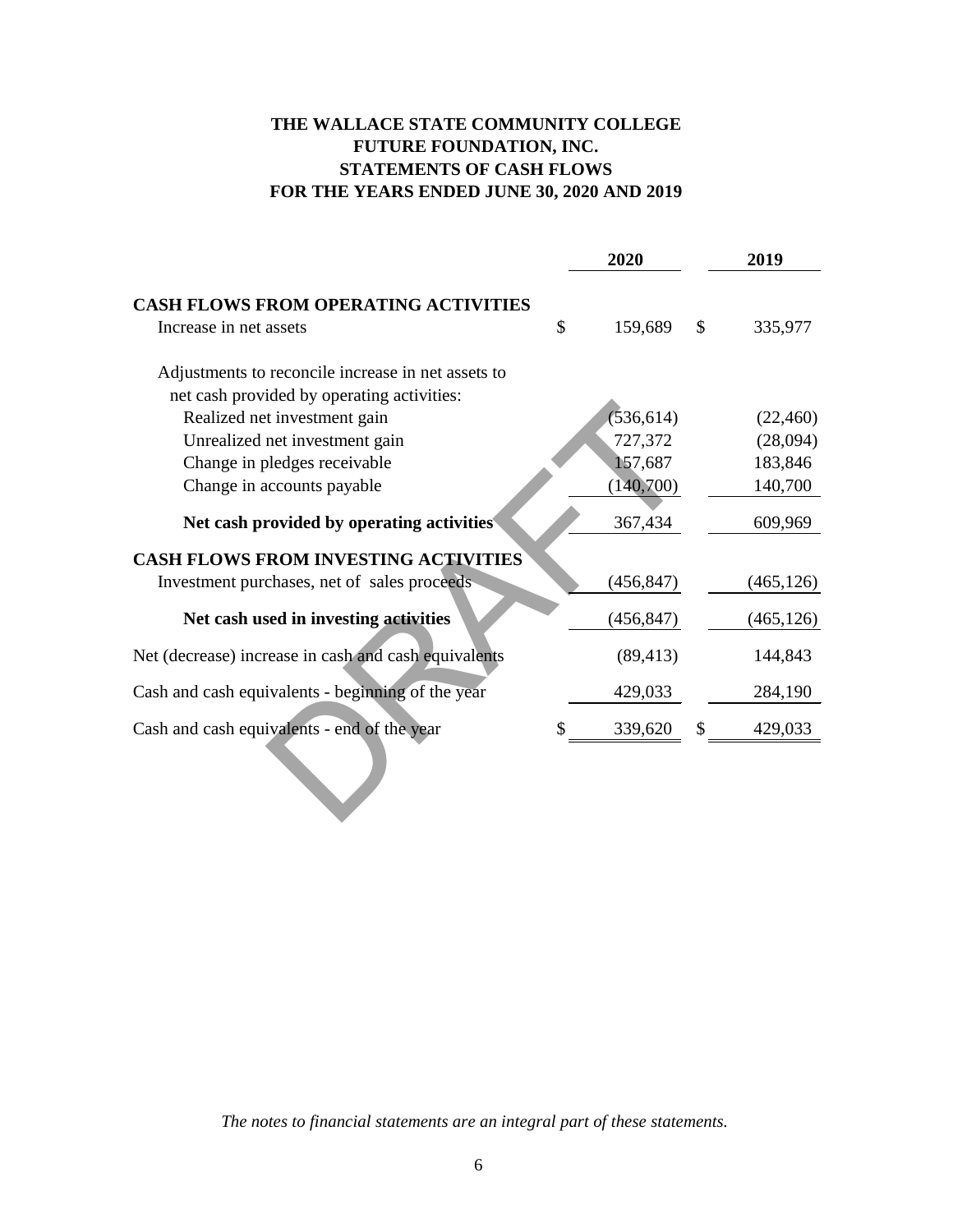# THE WALLACE STATE COMMUNITY COLLEGE
# FUTURE FOUNDATION, INC.
# STATEMENTS OF CASH FLOWS
# FOR THE YEARS ENDED JUNE 30, 2020 AND 2019

| | 2020 | 2019 |
|---|---|---|
| **CASH FLOWS FROM OPERATING ACTIVITIES** | | |
| Increase in net assets | $ 159,689 | $ 335,977 |
| Adjustments to reconcile increase in net assets to net cash provided by operating activities: | | |
| Realized net investment gain | (536,614) | (22,460) |
| Unrealized net investment gain | 727,372 | (28,094) |
| Change in pledges receivable | 157,687 | 183,846 |
| Change in accounts payable | (140,700) | 140,700 |
| **Net cash provided by operating activities** | 367,434 | 609,969 |
| **CASH FLOWS FROM INVESTING ACTIVITIES** | | |
| Investment purchases, net of sales proceeds | (456,847) | (465,126) |
| **Net cash used in investing activities** | (456,847) | (465,126) |
| Net (decrease) increase in cash and cash equivalents | (89,413) | 144,843 |
| Cash and cash equivalents - beginning of the year | 429,033 | 284,190 |
| Cash and cash equivalents - end of the year | $ 339,620 | $ 429,033 |

DRAFT

*The notes to financial statements are an integral part of these statements.*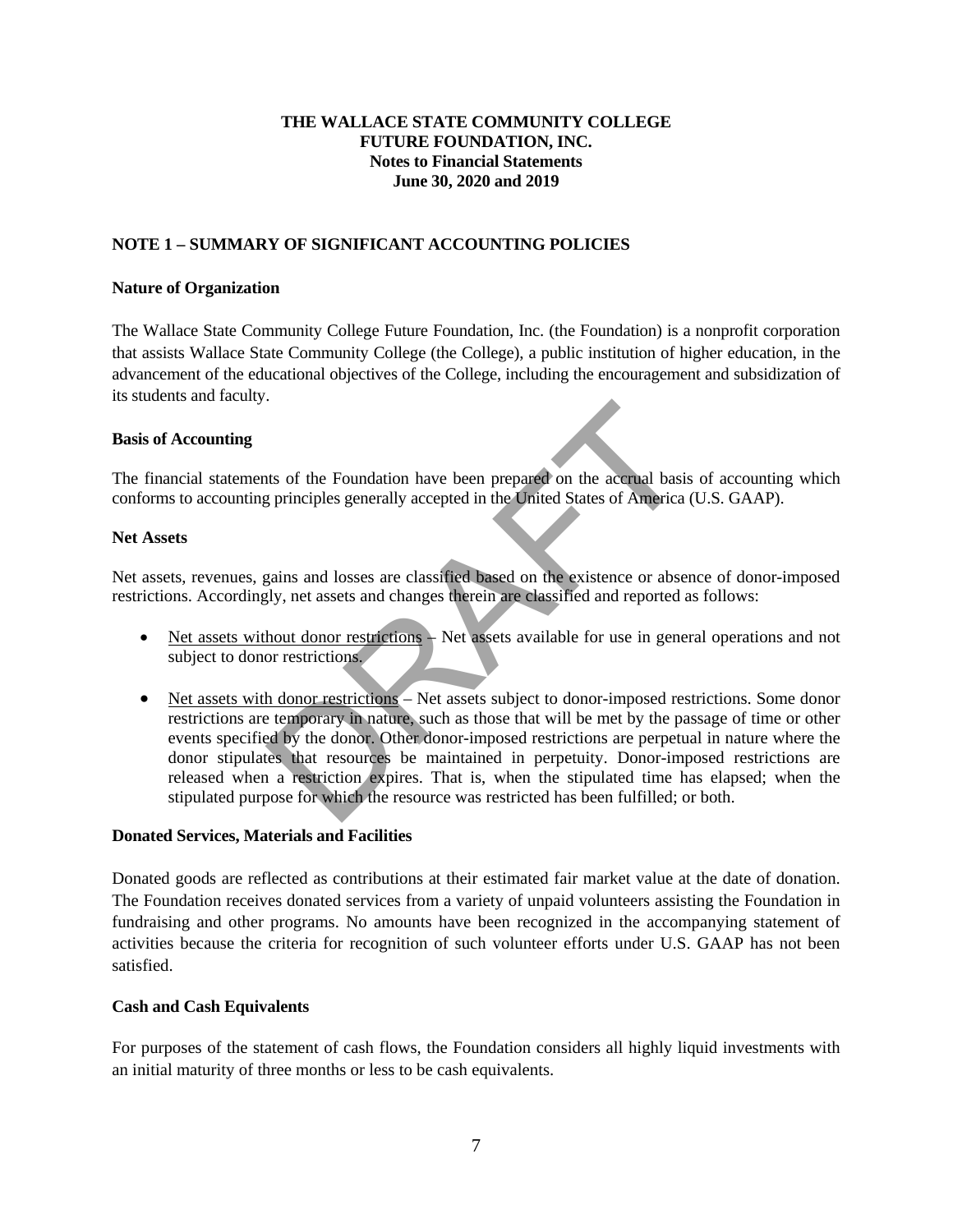**THE WALLACE STATE COMMUNITY COLLEGE**
**FUTURE FOUNDATION, INC.**
**Notes to Financial Statements**
**June 30, 2020 and 2019**

## NOTE 1 – SUMMARY OF SIGNIFICANT ACCOUNTING POLICIES

### Nature of Organization

The Wallace State Community College Future Foundation, Inc. (the Foundation) is a nonprofit corporation that assists Wallace State Community College (the College), a public institution of higher education, in the advancement of the educational objectives of the College, including the encouragement and subsidization of its students and faculty.

### Basis of Accounting

The financial statements of the Foundation have been prepared on the accrual basis of accounting which conforms to accounting principles generally accepted in the United States of America (U.S. GAAP).

### Net Assets

Net assets, revenues, gains and losses are classified based on the existence or absence of donor-imposed restrictions. Accordingly, net assets and changes therein are classified and reported as follows:

- Net assets without donor restrictions – Net assets available for use in general operations and not subject to donor restrictions.
- Net assets with donor restrictions – Net assets subject to donor-imposed restrictions. Some donor restrictions are temporary in nature, such as those that will be met by the passage of time or other events specified by the donor. Other donor-imposed restrictions are perpetual in nature where the donor stipulates that resources be maintained in perpetuity. Donor-imposed restrictions are released when a restriction expires. That is, when the stipulated time has elapsed; when the stipulated purpose for which the resource was restricted has been fulfilled; or both.

### Donated Services, Materials and Facilities

Donated goods are reflected as contributions at their estimated fair market value at the date of donation. The Foundation receives donated services from a variety of unpaid volunteers assisting the Foundation in fundraising and other programs. No amounts have been recognized in the accompanying statement of activities because the criteria for recognition of such volunteer efforts under U.S. GAAP has not been satisfied.

### Cash and Cash Equivalents

For purposes of the statement of cash flows, the Foundation considers all highly liquid investments with an initial maturity of three months or less to be cash equivalents.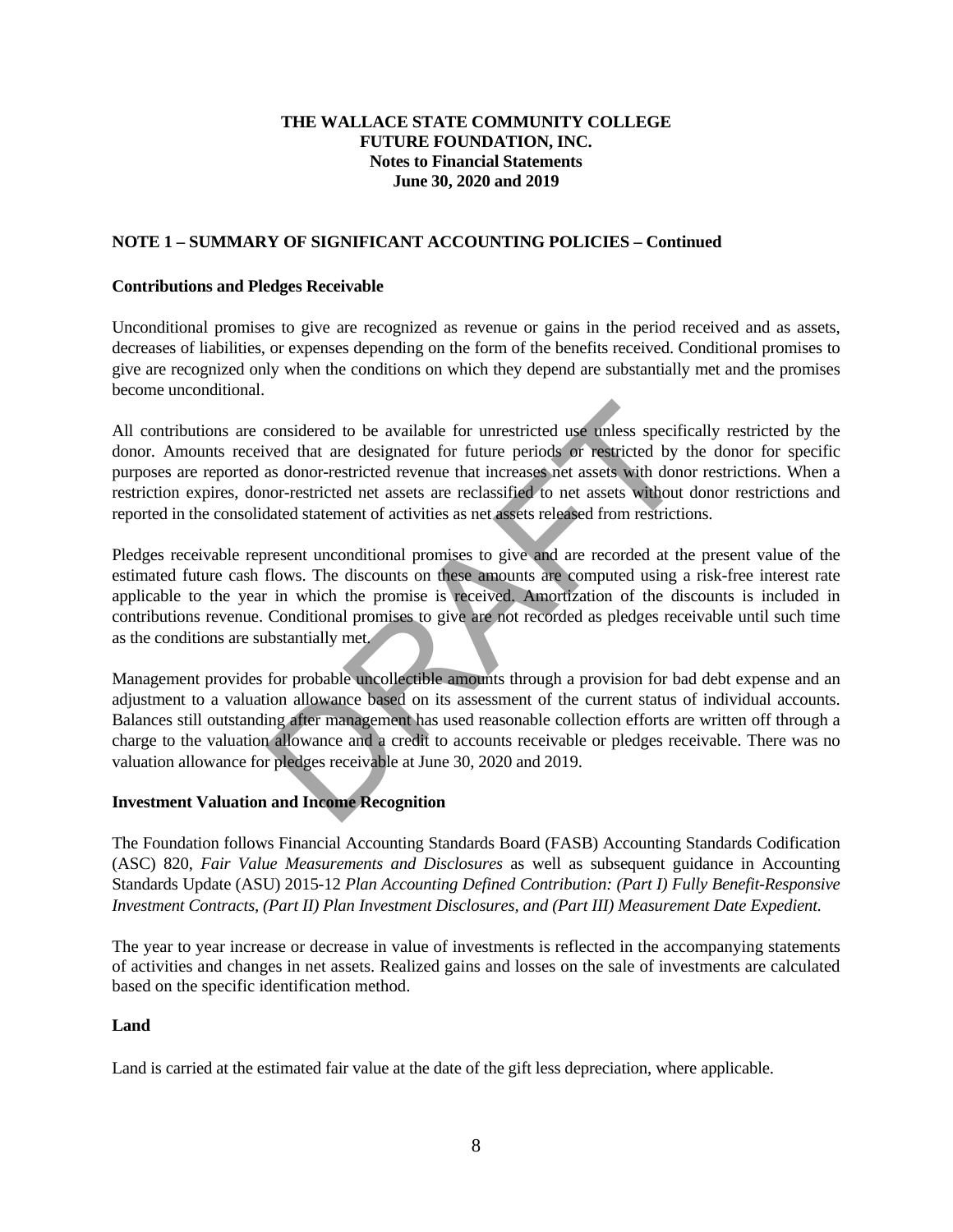**THE WALLACE STATE COMMUNITY COLLEGE**
**FUTURE FOUNDATION, INC.**
**Notes to Financial Statements**
**June 30, 2020 and 2019**

## NOTE 1 – SUMMARY OF SIGNIFICANT ACCOUNTING POLICIES – Continued

### Contributions and Pledges Receivable

Unconditional promises to give are recognized as revenue or gains in the period received and as assets, decreases of liabilities, or expenses depending on the form of the benefits received. Conditional promises to give are recognized only when the conditions on which they depend are substantially met and the promises become unconditional.

All contributions are considered to be available for unrestricted use unless specifically restricted by the donor. Amounts received that are designated for future periods or restricted by the donor for specific purposes are reported as donor-restricted revenue that increases net assets with donor restrictions. When a restriction expires, donor-restricted net assets are reclassified to net assets without donor restrictions and reported in the consolidated statement of activities as net assets released from restrictions.

Pledges receivable represent unconditional promises to give and are recorded at the present value of the estimated future cash flows. The discounts on these amounts are computed using a risk-free interest rate applicable to the year in which the promise is received. Amortization of the discounts is included in contributions revenue. Conditional promises to give are not recorded as pledges receivable until such time as the conditions are substantially met.

Management provides for probable uncollectible amounts through a provision for bad debt expense and an adjustment to a valuation allowance based on its assessment of the current status of individual accounts. Balances still outstanding after management has used reasonable collection efforts are written off through a charge to the valuation allowance and a credit to accounts receivable or pledges receivable. There was no valuation allowance for pledges receivable at June 30, 2020 and 2019.

### Investment Valuation and Income Recognition

The Foundation follows Financial Accounting Standards Board (FASB) Accounting Standards Codification (ASC) 820, *Fair Value Measurements and Disclosures* as well as subsequent guidance in Accounting Standards Update (ASU) 2015-12 *Plan Accounting Defined Contribution: (Part I) Fully Benefit-Responsive Investment Contracts, (Part II) Plan Investment Disclosures, and (Part III) Measurement Date Expedient.*

The year to year increase or decrease in value of investments is reflected in the accompanying statements of activities and changes in net assets. Realized gains and losses on the sale of investments are calculated based on the specific identification method.

### Land

Land is carried at the estimated fair value at the date of the gift less depreciation, where applicable.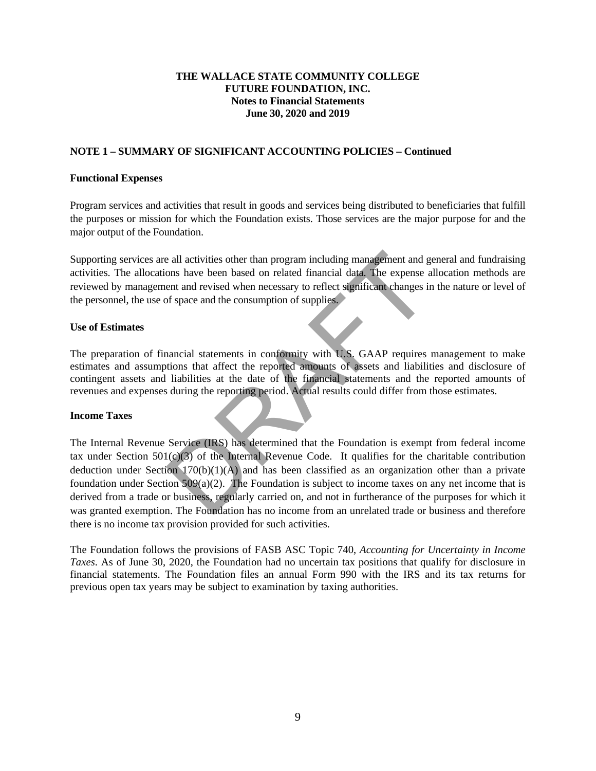**THE WALLACE STATE COMMUNITY COLLEGE**
**FUTURE FOUNDATION, INC.**
**Notes to Financial Statements**
**June 30, 2020 and 2019**

**NOTE 1 – SUMMARY OF SIGNIFICANT ACCOUNTING POLICIES – Continued**

**Functional Expenses**

Program services and activities that result in goods and services being distributed to beneficiaries that fulfill the purposes or mission for which the Foundation exists. Those services are the major purpose for and the major output of the Foundation.

Supporting services are all activities other than program including management and general and fundraising activities. The allocations have been based on related financial data. The expense allocation methods are reviewed by management and revised when necessary to reflect significant changes in the nature or level of the personnel, the use of space and the consumption of supplies.

**Use of Estimates**

The preparation of financial statements in conformity with U.S. GAAP requires management to make estimates and assumptions that affect the reported amounts of assets and liabilities and disclosure of contingent assets and liabilities at the date of the financial statements and the reported amounts of revenues and expenses during the reporting period. Actual results could differ from those estimates.

**Income Taxes**

The Internal Revenue Service (IRS) has determined that the Foundation is exempt from federal income tax under Section 501(c)(3) of the Internal Revenue Code. It qualifies for the charitable contribution deduction under Section 170(b)(1)(A) and has been classified as an organization other than a private foundation under Section 509(a)(2). The Foundation is subject to income taxes on any net income that is derived from a trade or business, regularly carried on, and not in furtherance of the purposes for which it was granted exemption. The Foundation has no income from an unrelated trade or business and therefore there is no income tax provision provided for such activities.

The Foundation follows the provisions of FASB ASC Topic 740, *Accounting for Uncertainty in Income Taxes*. As of June 30, 2020, the Foundation had no uncertain tax positions that qualify for disclosure in financial statements. The Foundation files an annual Form 990 with the IRS and its tax returns for previous open tax years may be subject to examination by taxing authorities.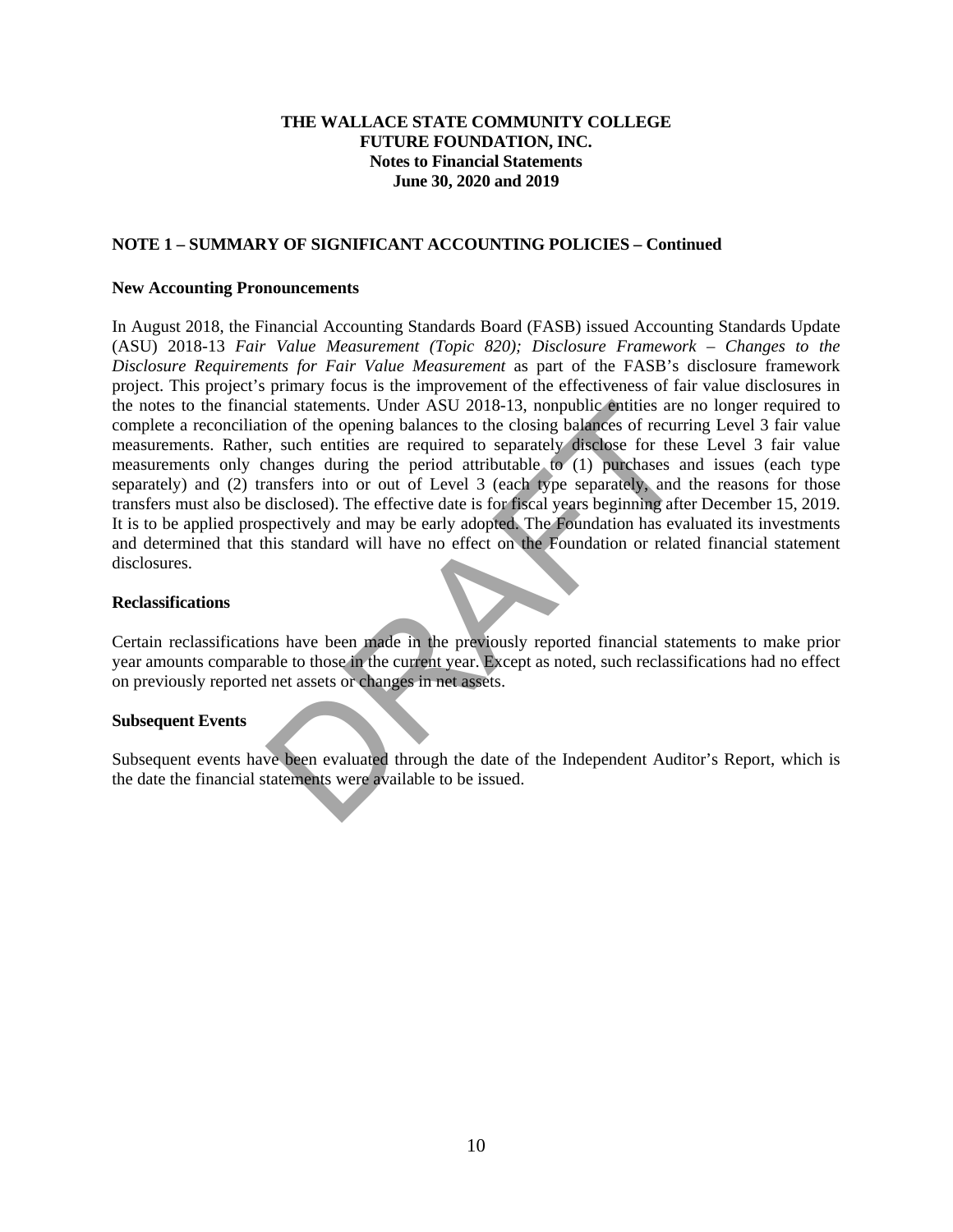**THE WALLACE STATE COMMUNITY COLLEGE**
**FUTURE FOUNDATION, INC.**
**Notes to Financial Statements**
**June 30, 2020 and 2019**

**NOTE 1 – SUMMARY OF SIGNIFICANT ACCOUNTING POLICIES – Continued**

**New Accounting Pronouncements**

In August 2018, the Financial Accounting Standards Board (FASB) issued Accounting Standards Update (ASU) 2018-13 *Fair Value Measurement (Topic 820); Disclosure Framework – Changes to the Disclosure Requirements for Fair Value Measurement* as part of the FASB's disclosure framework project. This project's primary focus is the improvement of the effectiveness of fair value disclosures in the notes to the financial statements. Under ASU 2018-13, nonpublic entities are no longer required to complete a reconciliation of the opening balances to the closing balances of recurring Level 3 fair value measurements. Rather, such entities are required to separately disclose for these Level 3 fair value measurements only changes during the period attributable to (1) purchases and issues (each type separately) and (2) transfers into or out of Level 3 (each type separately, and the reasons for those transfers must also be disclosed). The effective date is for fiscal years beginning after December 15, 2019. It is to be applied prospectively and may be early adopted. The Foundation has evaluated its investments and determined that this standard will have no effect on the Foundation or related financial statement disclosures.

**Reclassifications**

Certain reclassifications have been made in the previously reported financial statements to make prior year amounts comparable to those in the current year. Except as noted, such reclassifications had no effect on previously reported net assets or changes in net assets.

**Subsequent Events**

Subsequent events have been evaluated through the date of the Independent Auditor's Report, which is the date the financial statements were available to be issued.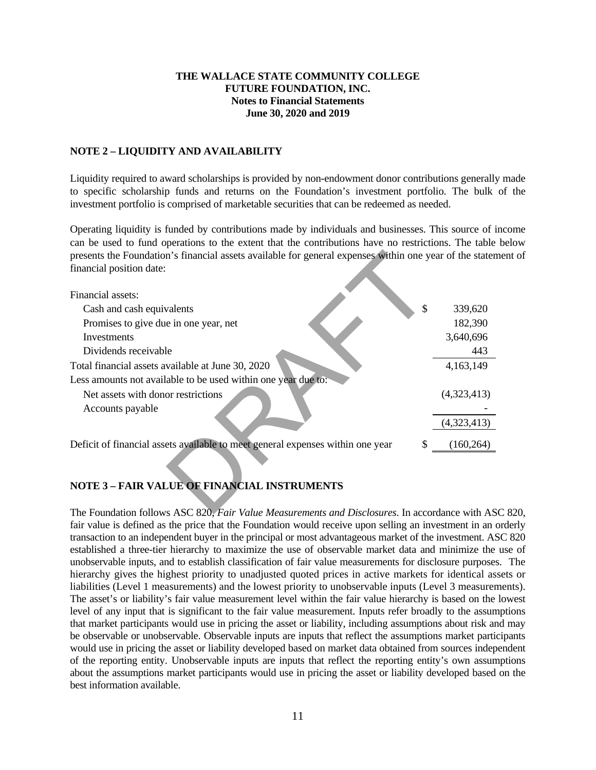# THE WALLACE STATE COMMUNITY COLLEGE FUTURE FOUNDATION, INC.
## Notes to Financial Statements
## June 30, 2020 and 2019

## NOTE 2 – LIQUIDITY AND AVAILABILITY

Liquidity required to award scholarships is provided by non-endowment donor contributions generally made to specific scholarship funds and returns on the Foundation's investment portfolio. The bulk of the investment portfolio is comprised of marketable securities that can be redeemed as needed.

Operating liquidity is funded by contributions made by individuals and businesses. This source of income can be used to fund operations to the extent that the contributions have no restrictions. The table below presents the Foundation's financial assets available for general expenses within one year of the statement of financial position date:

| | | |
|---|---|---|
| Financial assets: | | |
| Cash and cash equivalents | $ | 339,620 |
| Promises to give due in one year, net | | 182,390 |
| Investments | | 3,640,696 |
| Dividends receivable | | 443 |
| Total financial assets available at June 30, 2020 | | 4,163,149 |
| Less amounts not available to be used within one year due to: | | |
| Net assets with donor restrictions | | (4,323,413) |
| Accounts payable | | - |
| | | (4,323,413) |
| Deficit of financial assets available to meet general expenses within one year | $ | (160,264) |

## NOTE 3 – FAIR VALUE OF FINANCIAL INSTRUMENTS

The Foundation follows ASC 820, *Fair Value Measurements and Disclosures*. In accordance with ASC 820, fair value is defined as the price that the Foundation would receive upon selling an investment in an orderly transaction to an independent buyer in the principal or most advantageous market of the investment. ASC 820 established a three-tier hierarchy to maximize the use of observable market data and minimize the use of unobservable inputs, and to establish classification of fair value measurements for disclosure purposes. The hierarchy gives the highest priority to unadjusted quoted prices in active markets for identical assets or liabilities (Level 1 measurements) and the lowest priority to unobservable inputs (Level 3 measurements). The asset's or liability's fair value measurement level within the fair value hierarchy is based on the lowest level of any input that is significant to the fair value measurement. Inputs refer broadly to the assumptions that market participants would use in pricing the asset or liability, including assumptions about risk and may be observable or unobservable. Observable inputs are inputs that reflect the assumptions market participants would use in pricing the asset or liability developed based on market data obtained from sources independent of the reporting entity. Unobservable inputs are inputs that reflect the reporting entity's own assumptions about the assumptions market participants would use in pricing the asset or liability developed based on the best information available.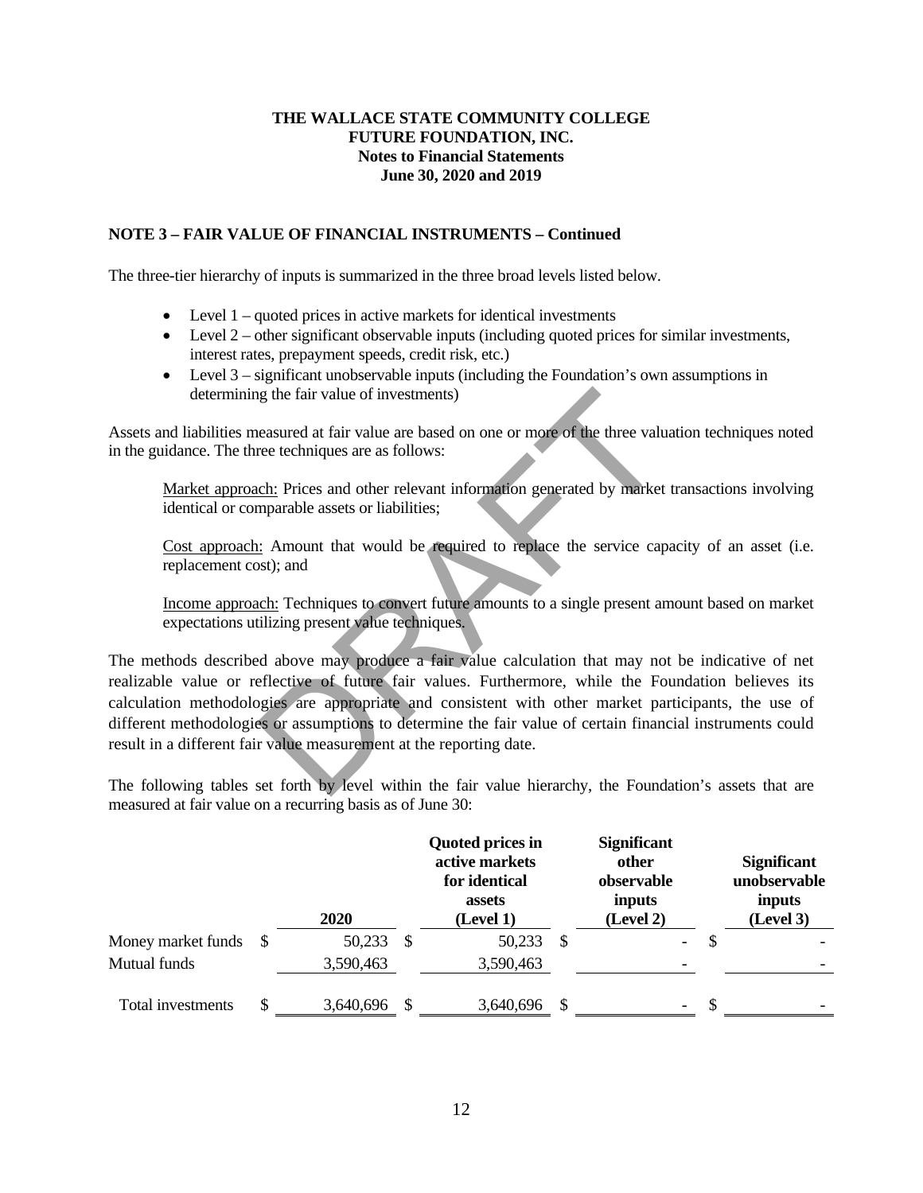**THE WALLACE STATE COMMUNITY COLLEGE**
**FUTURE FOUNDATION, INC.**
**Notes to Financial Statements**
**June 30, 2020 and 2019**

## NOTE 3 – FAIR VALUE OF FINANCIAL INSTRUMENTS – Continued

The three-tier hierarchy of inputs is summarized in the three broad levels listed below.

- Level 1 – quoted prices in active markets for identical investments
- Level 2 – other significant observable inputs (including quoted prices for similar investments, interest rates, prepayment speeds, credit risk, etc.)
- Level 3 – significant unobservable inputs (including the Foundation's own assumptions in determining the fair value of investments)

Assets and liabilities measured at fair value are based on one or more of the three valuation techniques noted in the guidance. The three techniques are as follows:

Market approach: Prices and other relevant information generated by market transactions involving identical or comparable assets or liabilities;

Cost approach: Amount that would be required to replace the service capacity of an asset (i.e. replacement cost); and

Income approach: Techniques to convert future amounts to a single present amount based on market expectations utilizing present value techniques.

The methods described above may produce a fair value calculation that may not be indicative of net realizable value or reflective of future fair values. Furthermore, while the Foundation believes its calculation methodologies are appropriate and consistent with other market participants, the use of different methodologies or assumptions to determine the fair value of certain financial instruments could result in a different fair value measurement at the reporting date.

The following tables set forth by level within the fair value hierarchy, the Foundation's assets that are measured at fair value on a recurring basis as of June 30:

| | 2020 | Quoted prices in active markets for identical assets (Level 1) | Significant other observable inputs (Level 2) | Significant unobservable inputs (Level 3) |
|---|---|---|---|---|
| Money market funds | $ 50,233 | $ 50,233 | $ - | $ - |
| Mutual funds | 3,590,463 | 3,590,463 | - | - |
| Total investments | $ 3,640,696 | $ 3,640,696 | $ - | $ - |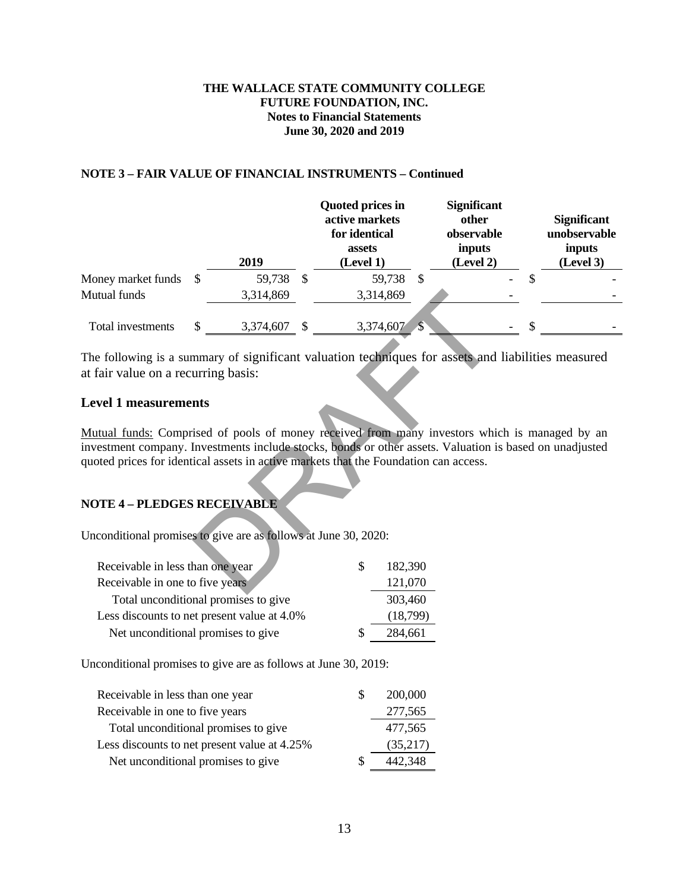# THE WALLACE STATE COMMUNITY COLLEGE FUTURE FOUNDATION, INC.
## Notes to Financial Statements
## June 30, 2020 and 2019

**NOTE 3 – FAIR VALUE OF FINANCIAL INSTRUMENTS – Continued**

| | 2019 | Quoted prices in active markets for identical assets (Level 1) | Significant other observable inputs (Level 2) | Significant unobservable inputs (Level 3) |
|---|---|---|---|---|
| Money market funds | $ 59,738 | $ 59,738 | $ - | $ - |
| Mutual funds | 3,314,869 | 3,314,869 | - | - |
| Total investments | $ 3,374,607 | $ 3,374,607 | $ - | $ - |

The following is a summary of significant valuation techniques for assets and liabilities measured at fair value on a recurring basis:

### Level 1 measurements

Mutual funds: Comprised of pools of money received from many investors which is managed by an investment company. Investments include stocks, bonds or other assets. Valuation is based on unadjusted quoted prices for identical assets in active markets that the Foundation can access.

**NOTE 4 – PLEDGES RECEIVABLE**

Unconditional promises to give are as follows at June 30, 2020:

| | |
|---|---|
| Receivable in less than one year | $ 182,390 |
| Receivable in one to five years | 121,070 |
| Total unconditional promises to give | 303,460 |
| Less discounts to net present value at 4.0% | (18,799) |
| Net unconditional promises to give | $ 284,661 |

Unconditional promises to give are as follows at June 30, 2019:

| | |
|---|---|
| Receivable in less than one year | $ 200,000 |
| Receivable in one to five years | 277,565 |
| Total unconditional promises to give | 477,565 |
| Less discounts to net present value at 4.25% | (35,217) |
| Net unconditional promises to give | $ 442,348 |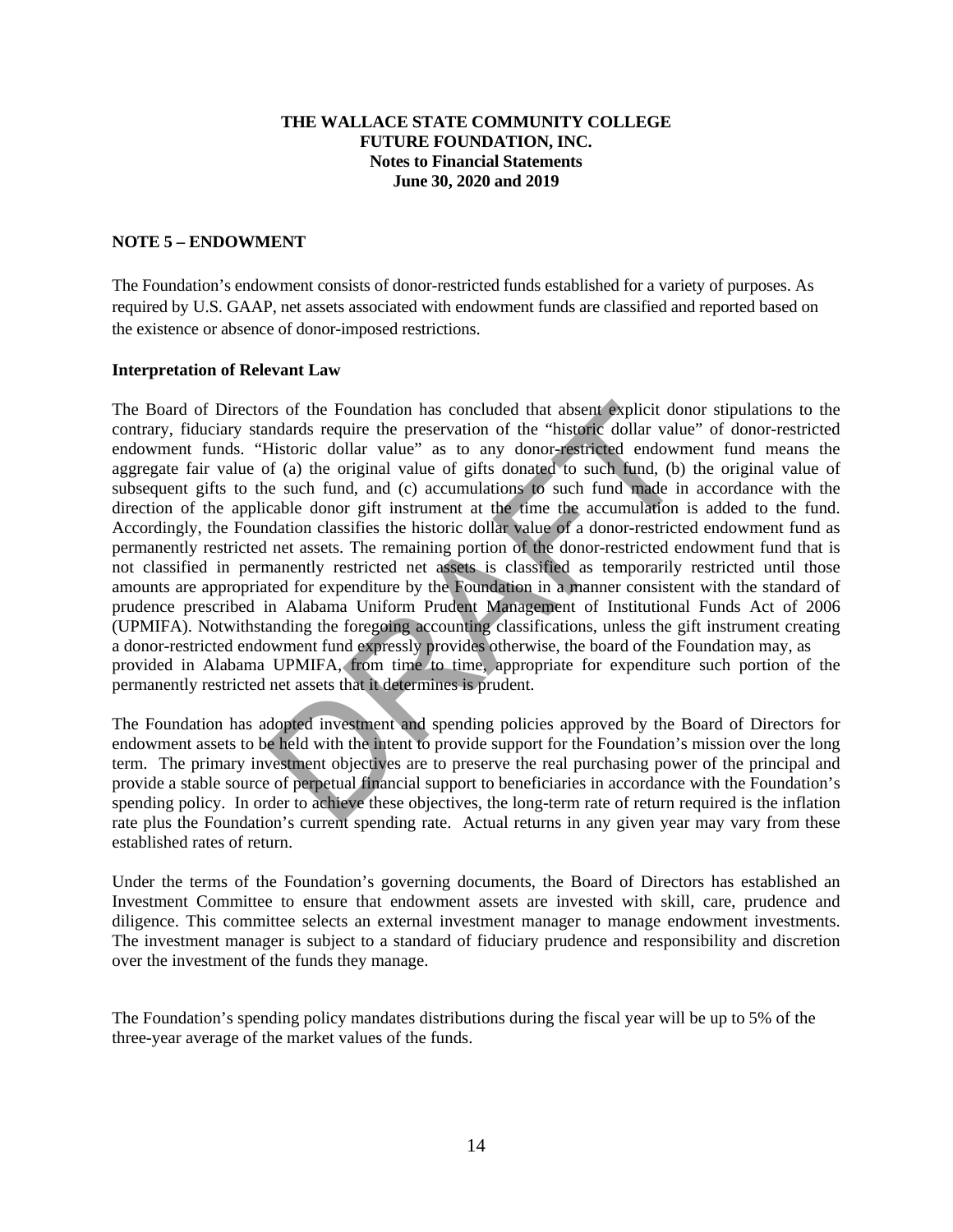**THE WALLACE STATE COMMUNITY COLLEGE**
**FUTURE FOUNDATION, INC.**
**Notes to Financial Statements**
**June 30, 2020 and 2019**

**NOTE 5 – ENDOWMENT**

The Foundation's endowment consists of donor-restricted funds established for a variety of purposes. As required by U.S. GAAP, net assets associated with endowment funds are classified and reported based on the existence or absence of donor-imposed restrictions.

**Interpretation of Relevant Law**

The Board of Directors of the Foundation has concluded that absent explicit donor stipulations to the contrary, fiduciary standards require the preservation of the "historic dollar value" of donor-restricted endowment funds. "Historic dollar value" as to any donor-restricted endowment fund means the aggregate fair value of (a) the original value of gifts donated to such fund, (b) the original value of subsequent gifts to the such fund, and (c) accumulations to such fund made in accordance with the direction of the applicable donor gift instrument at the time the accumulation is added to the fund. Accordingly, the Foundation classifies the historic dollar value of a donor-restricted endowment fund as permanently restricted net assets. The remaining portion of the donor-restricted endowment fund that is not classified in permanently restricted net assets is classified as temporarily restricted until those amounts are appropriated for expenditure by the Foundation in a manner consistent with the standard of prudence prescribed in Alabama Uniform Prudent Management of Institutional Funds Act of 2006 (UPMIFA). Notwithstanding the foregoing accounting classifications, unless the gift instrument creating a donor-restricted endowment fund expressly provides otherwise, the board of the Foundation may, as provided in Alabama UPMIFA, from time to time, appropriate for expenditure such portion of the permanently restricted net assets that it determines is prudent.

The Foundation has adopted investment and spending policies approved by the Board of Directors for endowment assets to be held with the intent to provide support for the Foundation's mission over the long term. The primary investment objectives are to preserve the real purchasing power of the principal and provide a stable source of perpetual financial support to beneficiaries in accordance with the Foundation's spending policy. In order to achieve these objectives, the long-term rate of return required is the inflation rate plus the Foundation's current spending rate. Actual returns in any given year may vary from these established rates of return.

Under the terms of the Foundation's governing documents, the Board of Directors has established an Investment Committee to ensure that endowment assets are invested with skill, care, prudence and diligence. This committee selects an external investment manager to manage endowment investments. The investment manager is subject to a standard of fiduciary prudence and responsibility and discretion over the investment of the funds they manage.

The Foundation's spending policy mandates distributions during the fiscal year will be up to 5% of the three-year average of the market values of the funds.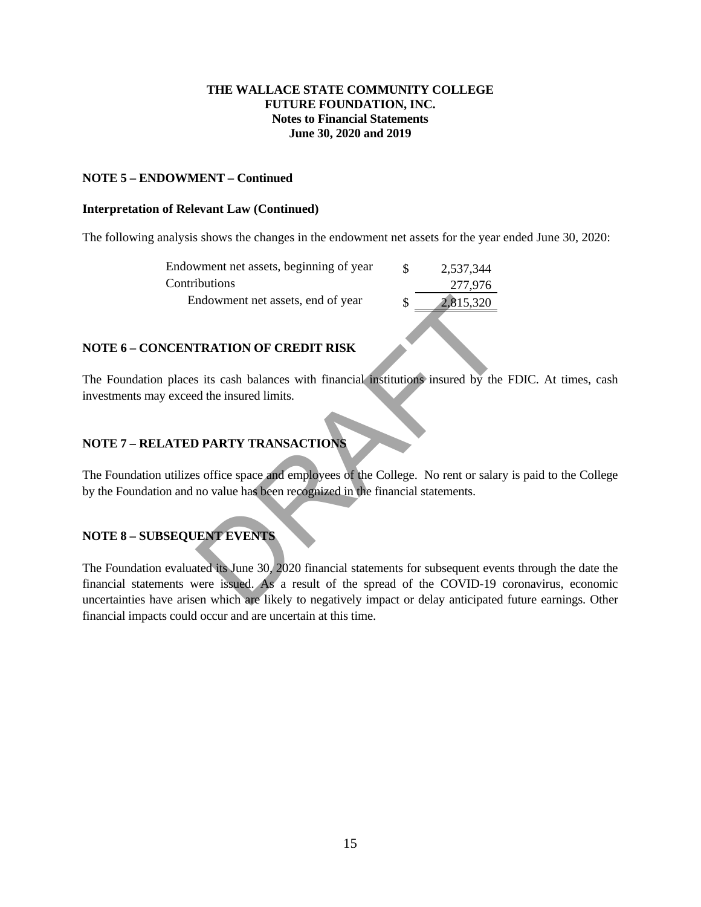**THE WALLACE STATE COMMUNITY COLLEGE**
**FUTURE FOUNDATION, INC.**
**Notes to Financial Statements**
**June 30, 2020 and 2019**

## NOTE 5 – ENDOWMENT – Continued

### Interpretation of Relevant Law (Continued)

The following analysis shows the changes in the endowment net assets for the year ended June 30, 2020:

| | | |
|---|---|---|
| Endowment net assets, beginning of year | $ | 2,537,344 |
| Contributions | | 277,976 |
| Endowment net assets, end of year | $ | 2,815,320 |

## NOTE 6 – CONCENTRATION OF CREDIT RISK

The Foundation places its cash balances with financial institutions insured by the FDIC. At times, cash investments may exceed the insured limits.

## NOTE 7 – RELATED PARTY TRANSACTIONS

The Foundation utilizes office space and employees of the College. No rent or salary is paid to the College by the Foundation and no value has been recognized in the financial statements.

## NOTE 8 – SUBSEQUENT EVENTS

The Foundation evaluated its June 30, 2020 financial statements for subsequent events through the date the financial statements were issued. As a result of the spread of the COVID-19 coronavirus, economic uncertainties have arisen which are likely to negatively impact or delay anticipated future earnings. Other financial impacts could occur and are uncertain at this time.